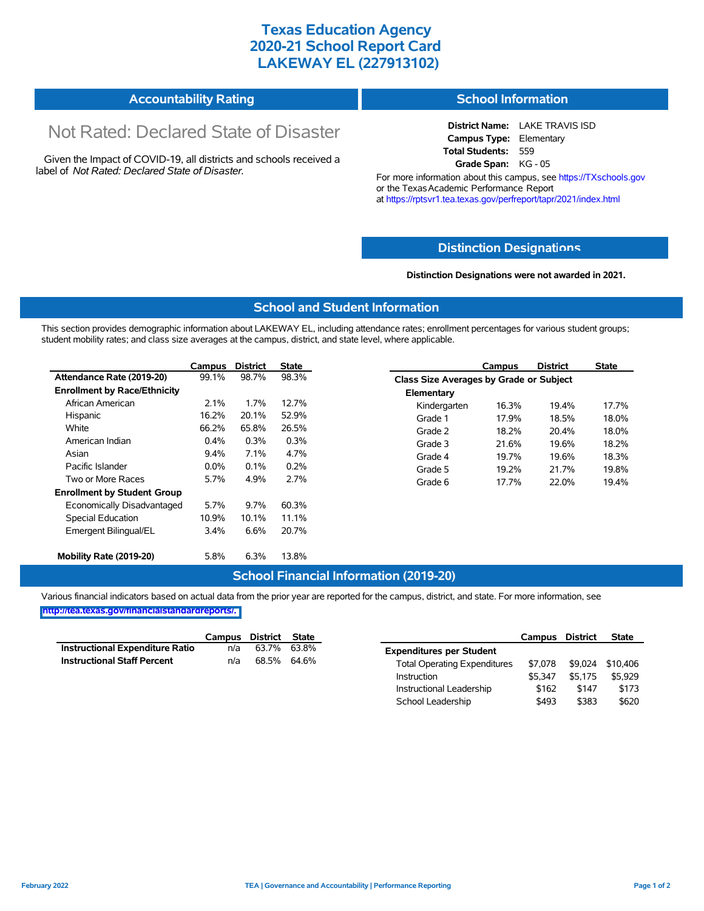# Texas Education Agency
# 2020-21 School Report Card
# LAKEWAY EL (227913102)

## Accountability Rating

Not Rated: Declared State of Disaster

Given the Impact of COVID-19, all districts and schools received a label of *Not Rated: Declared State of Disaster*.

## School Information

**District Name:** LAKE TRAVIS ISD
**Campus Type:** Elementary
**Total Students:** 559
**Grade Span:** KG - 05

For more information about this campus, see https://TXschools.gov or the Texas Academic Performance Report at https://rptsvr1.tea.texas.gov/perfreport/tapr/2021/index.html

## Distinction Designations

**Distinction Designations were not awarded in 2021.**

## School and Student Information

This section provides demographic information about LAKEWAY EL, including attendance rates; enrollment percentages for various student groups; student mobility rates; and class size averages at the campus, district, and state level, where applicable.

| | Campus | District | State |
|---|---|---|---|
| **Attendance Rate (2019-20)** | 99.1% | 98.7% | 98.3% |
| **Enrollment by Race/Ethnicity** | | | |
| African American | 2.1% | 1.7% | 12.7% |
| Hispanic | 16.2% | 20.1% | 52.9% |
| White | 66.2% | 65.8% | 26.5% |
| American Indian | 0.4% | 0.3% | 0.3% |
| Asian | 9.4% | 7.1% | 4.7% |
| Pacific Islander | 0.0% | 0.1% | 0.2% |
| Two or More Races | 5.7% | 4.9% | 2.7% |
| **Enrollment by Student Group** | | | |
| Economically Disadvantaged | 5.7% | 9.7% | 60.3% |
| Special Education | 10.9% | 10.1% | 11.1% |
| Emergent Bilingual/EL | 3.4% | 6.6% | 20.7% |
| **Mobility Rate (2019-20)** | 5.8% | 6.3% | 13.8% |

| | Campus | District | State |
|---|---|---|---|
| **Class Size Averages by Grade or Subject** | | | |
| **Elementary** | | | |
| Kindergarten | 16.3% | 19.4% | 17.7% |
| Grade 1 | 17.9% | 18.5% | 18.0% |
| Grade 2 | 18.2% | 20.4% | 18.0% |
| Grade 3 | 21.6% | 19.6% | 18.2% |
| Grade 4 | 19.7% | 19.6% | 18.3% |
| Grade 5 | 19.2% | 21.7% | 19.8% |
| Grade 6 | 17.7% | 22.0% | 19.4% |

## School Financial Information (2019-20)

Various financial indicators based on actual data from the prior year are reported for the campus, district, and state. For more information, see http://tea.texas.gov/financialstandardreports/.

| | Campus | District | State |
|---|---|---|---|
| **Instructional Expenditure Ratio** | n/a | 63.7% | 63.8% |
| **Instructional Staff Percent** | n/a | 68.5% | 64.6% |

| | Campus | District | State |
|---|---|---|---|
| **Expenditures per Student** | | | |
| Total Operating Expenditures | $7,078 | $9,024 | $10,406 |
| Instruction | $5,347 | $5,175 | $5,929 |
| Instructional Leadership | $162 | $147 | $173 |
| School Leadership | $493 | $383 | $620 |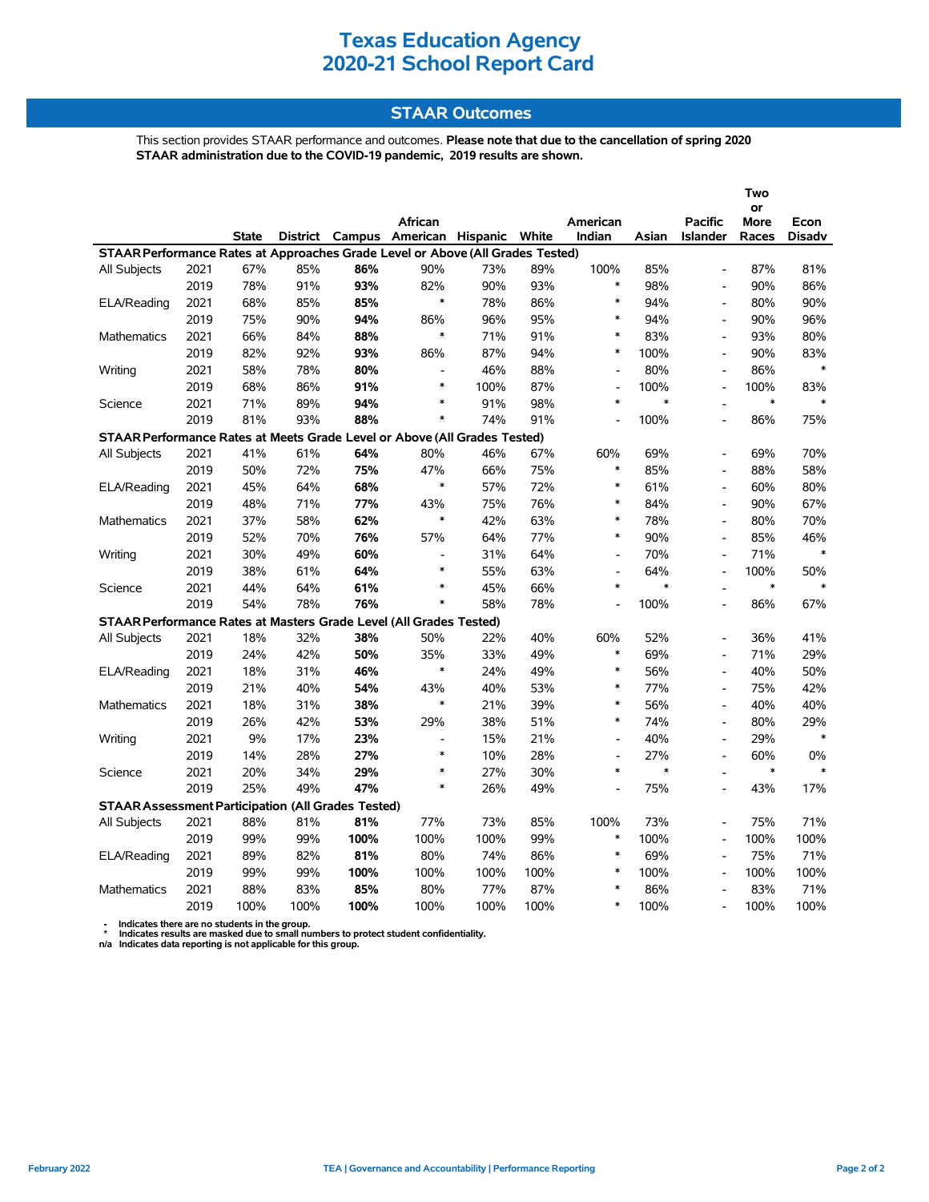# Texas Education Agency
# 2020-21 School Report Card

## STAAR Outcomes

This section provides STAAR performance and outcomes. **Please note that due to the cancellation of spring 2020 STAAR administration due to the COVID-19 pandemic, 2019 results are shown.**

| | | State | District | Campus | African American | Hispanic | White | American Indian | Asian | Pacific Islander | Two or More Races | Econ Disadv |
|---|---|---|---|---|---|---|---|---|---|---|---|---|
| **STAAR Performance Rates at Approaches Grade Level or Above (All Grades Tested)** | | | | | | | | | | | | |
| All Subjects | 2021 | 67% | 85% | **86%** | 90% | 73% | 89% | 100% | 85% | - | 87% | 81% |
| | 2019 | 78% | 91% | **93%** | 82% | 90% | 93% | * | 98% | - | 90% | 86% |
| ELA/Reading | 2021 | 68% | 85% | **85%** | * | 78% | 86% | * | 94% | - | 80% | 90% |
| | 2019 | 75% | 90% | **94%** | 86% | 96% | 95% | * | 94% | - | 90% | 96% |
| Mathematics | 2021 | 66% | 84% | **88%** | * | 71% | 91% | * | 83% | - | 93% | 80% |
| | 2019 | 82% | 92% | **93%** | 86% | 87% | 94% | * | 100% | - | 90% | 83% |
| Writing | 2021 | 58% | 78% | **80%** | - | 46% | 88% | - | 80% | - | 86% | * |
| | 2019 | 68% | 86% | **91%** | * | 100% | 87% | - | 100% | - | 100% | 83% |
| Science | 2021 | 71% | 89% | **94%** | * | 91% | 98% | * | * | - | * | * |
| | 2019 | 81% | 93% | **88%** | * | 74% | 91% | - | 100% | - | 86% | 75% |
| **STAAR Performance Rates at Meets Grade Level or Above (All Grades Tested)** | | | | | | | | | | | | |
| All Subjects | 2021 | 41% | 61% | **64%** | 80% | 46% | 67% | 60% | 69% | - | 69% | 70% |
| | 2019 | 50% | 72% | **75%** | 47% | 66% | 75% | * | 85% | - | 88% | 58% |
| ELA/Reading | 2021 | 45% | 64% | **68%** | * | 57% | 72% | * | 61% | - | 60% | 80% |
| | 2019 | 48% | 71% | **77%** | 43% | 75% | 76% | * | 84% | - | 90% | 67% |
| Mathematics | 2021 | 37% | 58% | **62%** | * | 42% | 63% | * | 78% | - | 80% | 70% |
| | 2019 | 52% | 70% | **76%** | 57% | 64% | 77% | * | 90% | - | 85% | 46% |
| Writing | 2021 | 30% | 49% | **60%** | - | 31% | 64% | - | 70% | - | 71% | * |
| | 2019 | 38% | 61% | **64%** | * | 55% | 63% | - | 64% | - | 100% | 50% |
| Science | 2021 | 44% | 64% | **61%** | * | 45% | 66% | * | * | - | * | * |
| | 2019 | 54% | 78% | **76%** | * | 58% | 78% | - | 100% | - | 86% | 67% |
| **STAAR Performance Rates at Masters Grade Level (All Grades Tested)** | | | | | | | | | | | | |
| All Subjects | 2021 | 18% | 32% | **38%** | 50% | 22% | 40% | 60% | 52% | - | 36% | 41% |
| | 2019 | 24% | 42% | **50%** | 35% | 33% | 49% | * | 69% | - | 71% | 29% |
| ELA/Reading | 2021 | 18% | 31% | **46%** | * | 24% | 49% | * | 56% | - | 40% | 50% |
| | 2019 | 21% | 40% | **54%** | 43% | 40% | 53% | * | 77% | - | 75% | 42% |
| Mathematics | 2021 | 18% | 31% | **38%** | * | 21% | 39% | * | 56% | - | 40% | 40% |
| | 2019 | 26% | 42% | **53%** | 29% | 38% | 51% | * | 74% | - | 80% | 29% |
| Writing | 2021 | 9% | 17% | **23%** | - | 15% | 21% | - | 40% | - | 29% | * |
| | 2019 | 14% | 28% | **27%** | * | 10% | 28% | - | 27% | - | 60% | 0% |
| Science | 2021 | 20% | 34% | **29%** | * | 27% | 30% | * | * | - | * | * |
| | 2019 | 25% | 49% | **47%** | * | 26% | 49% | - | 75% | - | 43% | 17% |
| **STAAR Assessment Participation (All Grades Tested)** | | | | | | | | | | | | |
| All Subjects | 2021 | 88% | 81% | **81%** | 77% | 73% | 85% | 100% | 73% | - | 75% | 71% |
| | 2019 | 99% | 99% | **100%** | 100% | 100% | 99% | * | 100% | - | 100% | 100% |
| ELA/Reading | 2021 | 89% | 82% | **81%** | 80% | 74% | 86% | * | 69% | - | 75% | 71% |
| | 2019 | 99% | 99% | **100%** | 100% | 100% | 100% | * | 100% | - | 100% | 100% |
| Mathematics | 2021 | 88% | 83% | **85%** | 80% | 77% | 87% | * | 86% | - | 83% | 71% |
| | 2019 | 100% | 100% | **100%** | 100% | 100% | 100% | * | 100% | - | 100% | 100% |

**-** Indicates there are no students in the group.
**\*** Indicates results are masked due to small numbers to protect student confidentiality.
**n/a** Indicates data reporting is not applicable for this group.